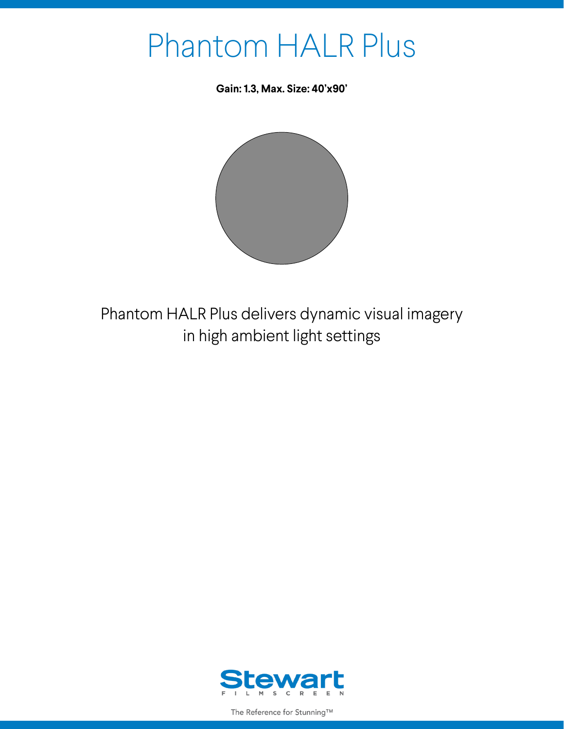# Phantom HALR Plus

**Gain: 1.3, Max. Size: 40'x90'**

Phantom HALR Plus delivers dynamic visual imagery in high ambient light settings

Stewart FILMSCREEN

The Reference for Stunning™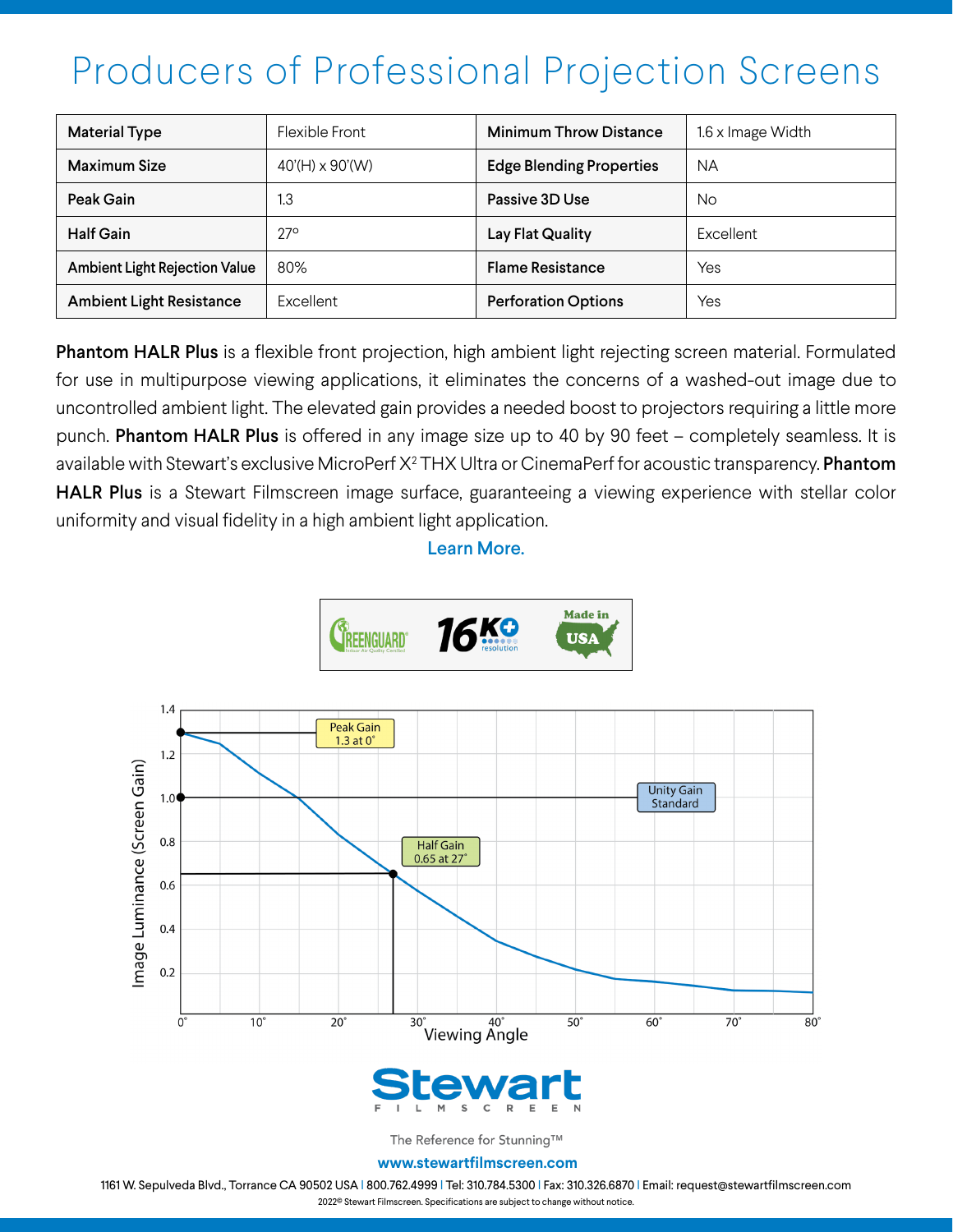# Producers of Professional Projection Screens

| | | | |
|---|---|---|---|
| **Material Type** | Flexible Front | **Minimum Throw Distance** | 1.6 x Image Width |
| **Maximum Size** | 40'(H) x 90'(W) | **Edge Blending Properties** | NA |
| **Peak Gain** | 1.3 | **Passive 3D Use** | No |
| **Half Gain** | 27° | **Lay Flat Quality** | Excellent |
| **Ambient Light Rejection Value** | 80% | **Flame Resistance** | Yes |
| **Ambient Light Resistance** | Excellent | **Perforation Options** | Yes |

**Phantom HALR Plus** is a flexible front projection, high ambient light rejecting screen material. Formulated for use in multipurpose viewing applications, it eliminates the concerns of a washed-out image due to uncontrolled ambient light. The elevated gain provides a needed boost to projectors requiring a little more punch. **Phantom HALR Plus** is offered in any image size up to 40 by 90 feet – completely seamless. It is available with Stewart's exclusive MicroPerf X² THX Ultra or CinemaPerf for acoustic transparency. **Phantom HALR Plus** is a Stewart Filmscreen image surface, guaranteeing a viewing experience with stellar color uniformity and visual fidelity in a high ambient light application.

Learn More.

GREENGUARD Indoor Air Quality Certified | 16K+ resolution | Made in USA

Image Luminance (Screen Gain)
1.4
1.2
1.0
0.8
0.6
0.4
0.2
Peak Gain 1.3 at 0°
Unity Gain Standard
Half Gain 0.65 at 27°
0° 10° 20° 30° 40° 50° 60° 70° 80°
Viewing Angle

Stewart FILMSCREEN

The Reference for Stunning™

www.stewartfilmscreen.com

1161 W. Sepulveda Blvd., Torrance CA 90502 USA | 800.762.4999 | Tel: 310.784.5300 | Fax: 310.326.6870 | Email: request@stewartfilmscreen.com

2022© Stewart Filmscreen. Specifications are subject to change without notice.